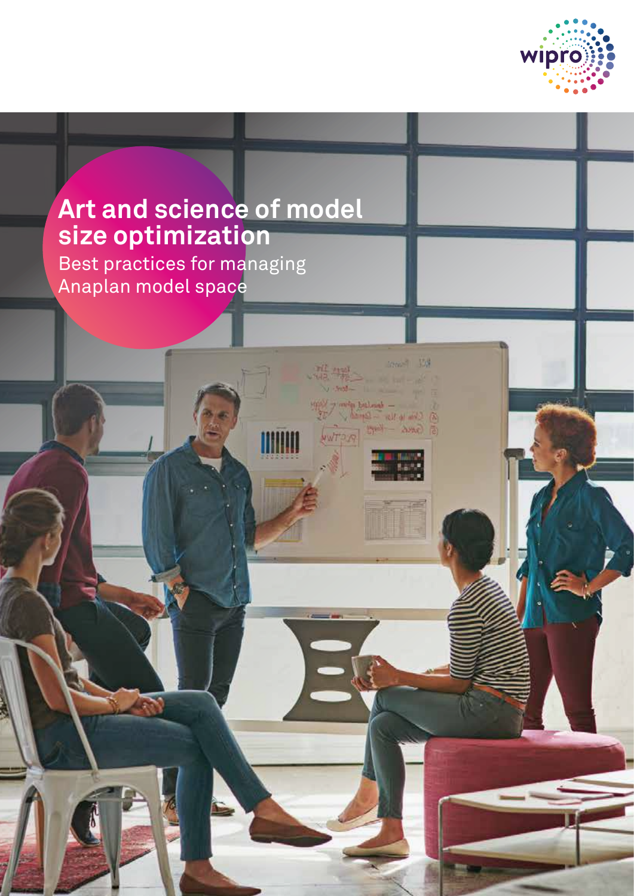# Art and science of model size optimization

Best practices for managing Anaplan model space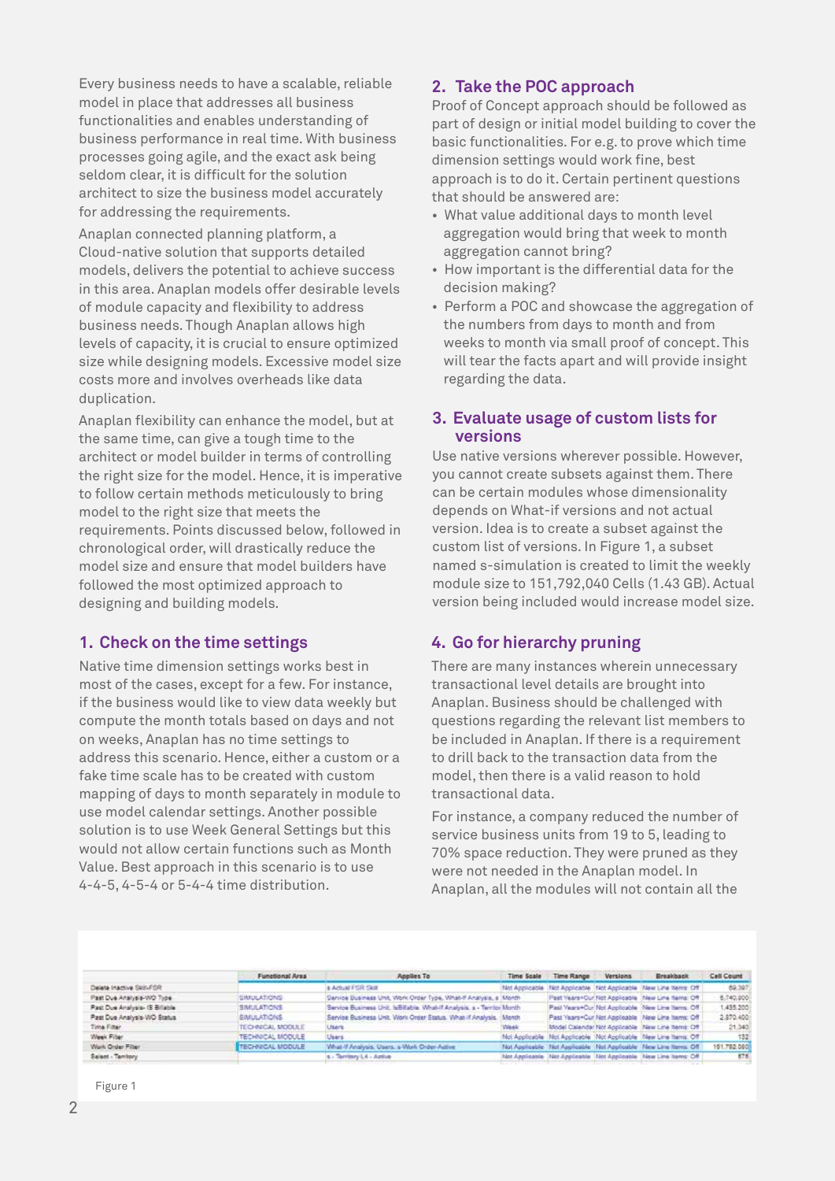Every business needs to have a scalable, reliable model in place that addresses all business functionalities and enables understanding of business performance in real time. With business processes going agile, and the exact ask being seldom clear, it is difficult for the solution architect to size the business model accurately for addressing the requirements.

Anaplan connected planning platform, a Cloud-native solution that supports detailed models, delivers the potential to achieve success in this area. Anaplan models offer desirable levels of module capacity and flexibility to address business needs. Though Anaplan allows high levels of capacity, it is crucial to ensure optimized size while designing models. Excessive model size costs more and involves overheads like data duplication.

Anaplan flexibility can enhance the model, but at the same time, can give a tough time to the architect or model builder in terms of controlling the right size for the model. Hence, it is imperative to follow certain methods meticulously to bring model to the right size that meets the requirements. Points discussed below, followed in chronological order, will drastically reduce the model size and ensure that model builders have followed the most optimized approach to designing and building models.

## 1. Check on the time settings

Native time dimension settings works best in most of the cases, except for a few. For instance, if the business would like to view data weekly but compute the month totals based on days and not on weeks, Anaplan has no time settings to address this scenario. Hence, either a custom or a fake time scale has to be created with custom mapping of days to month separately in module to use model calendar settings. Another possible solution is to use Week General Settings but this would not allow certain functions such as Month Value. Best approach in this scenario is to use 4-4-5, 4-5-4 or 5-4-4 time distribution.

## 2. Take the POC approach

Proof of Concept approach should be followed as part of design or initial model building to cover the basic functionalities. For e.g. to prove which time dimension settings would work fine, best approach is to do it. Certain pertinent questions that should be answered are:

- What value additional days to month level aggregation would bring that week to month aggregation cannot bring?
- How important is the differential data for the decision making?
- Perform a POC and showcase the aggregation of the numbers from days to month and from weeks to month via small proof of concept. This will tear the facts apart and will provide insight regarding the data.

## 3. Evaluate usage of custom lists for versions

Use native versions wherever possible. However, you cannot create subsets against them. There can be certain modules whose dimensionality depends on What-if versions and not actual version. Idea is to create a subset against the custom list of versions. In Figure 1, a subset named s-simulation is created to limit the weekly module size to 151,792,040 Cells (1.43 GB). Actual version being included would increase model size.

## 4. Go for hierarchy pruning

There are many instances wherein unnecessary transactional level details are brought into Anaplan. Business should be challenged with questions regarding the relevant list members to be included in Anaplan. If there is a requirement to drill back to the transaction data from the model, then there is a valid reason to hold transactional data.

For instance, a company reduced the number of service business units from 19 to 5, leading to 70% space reduction. They were pruned as they were not needed in the Anaplan model. In Anaplan, all the modules will not contain all the

| | Functional Area | Applies To | Time Scale | Time Range | Versions | Breakback | Cell Count |
|---|---|---|---|---|---|---|---|
| Delete Inactive Skill-FSR | | s Actual FSR Skill | Not Applicable | Not Applicable | Not Applicable | New Line Items: Off | 69,397 |
| Past Due Analysis-WO Type | SIMULATIONS | Service Business Unit, Work Order Type, What-If Analysis, s | Month | Past Years+Cur | Not Applicable | New Line Items: Off | 5,740,000 |
| Past Due Analysis- IS Billable | SIMULATIONS | Service Business Unit, IsBillable, What-If Analysis, s - Territor | Month | Past Years+Cur | Not Applicable | New Line Items: Off | 1,435,200 |
| Past Due Analysis-WO Status | SIMULATIONS | Service Business Unit, Work Order Status, What-If Analysis | Month | Past Years+Cur | Not Applicable | New Line Items: Off | 2,870,400 |
| Time Filter | TECHNICAL MODULE | Users | Week | Model Calendar | Not Applicable | New Line Items: Off | 21,340 |
| Week Filter | TECHNICAL MODULE | Users | Not Applicable | Not Applicable | Not Applicable | New Line Items: Off | 132 |
| Work Order Filter | TECHNICAL MODULE | What-If Analysis, Users, s-Work Order-Active | Not Applicable | Not Applicable | Not Applicable | New Line Items: Off | 151,792,040 |
| Select - Territory | | s - Territory L4 - Active | Not Applicable | Not Applicable | Not Applicable | New Line Items: Off | 876 |

Figure 1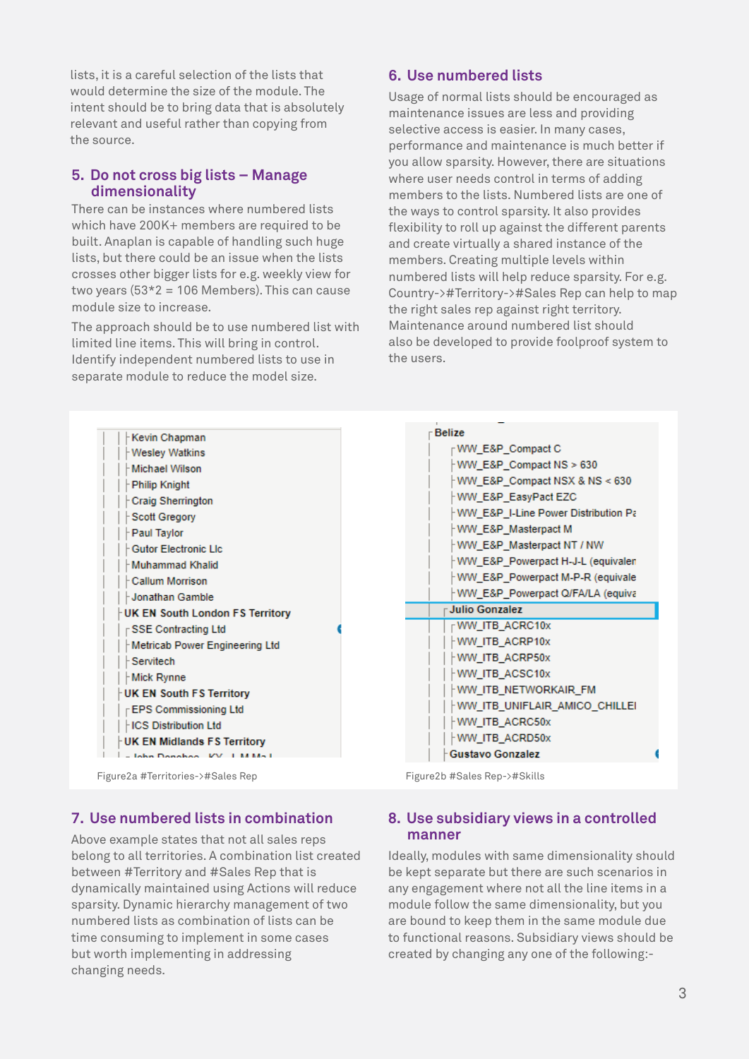lists, it is a careful selection of the lists that would determine the size of the module. The intent should be to bring data that is absolutely relevant and useful rather than copying from the source.

## 5. Do not cross big lists – Manage dimensionality

There can be instances where numbered lists which have 200K+ members are required to be built. Anaplan is capable of handling such huge lists, but there could be an issue when the lists crosses other bigger lists for e.g. weekly view for two years (53*2 = 106 Members). This can cause module size to increase.

The approach should be to use numbered list with limited line items. This will bring in control. Identify independent numbered lists to use in separate module to reduce the model size.

## 6. Use numbered lists

Usage of normal lists should be encouraged as maintenance issues are less and providing selective access is easier. In many cases, performance and maintenance is much better if you allow sparsity. However, there are situations where user needs control in terms of adding members to the lists. Numbered lists are one of the ways to control sparsity. It also provides flexibility to roll up against the different parents and create virtually a shared instance of the members. Creating multiple levels within numbered lists will help reduce sparsity. For e.g. Country->#Territory->#Sales Rep can help to map the right sales rep against right territory. Maintenance around numbered list should also be developed to provide foolproof system to the users.

Figure2a #Territories->#Sales Rep

Figure2b #Sales Rep->#Skills

## 7. Use numbered lists in combination

Above example states that not all sales reps belong to all territories. A combination list created between #Territory and #Sales Rep that is dynamically maintained using Actions will reduce sparsity. Dynamic hierarchy management of two numbered lists as combination of lists can be time consuming to implement in some cases but worth implementing in addressing changing needs.

## 8. Use subsidiary views in a controlled manner

Ideally, modules with same dimensionality should be kept separate but there are such scenarios in any engagement where not all the line items in a module follow the same dimensionality, but you are bound to keep them in the same module due to functional reasons. Subsidiary views should be created by changing any one of the following:-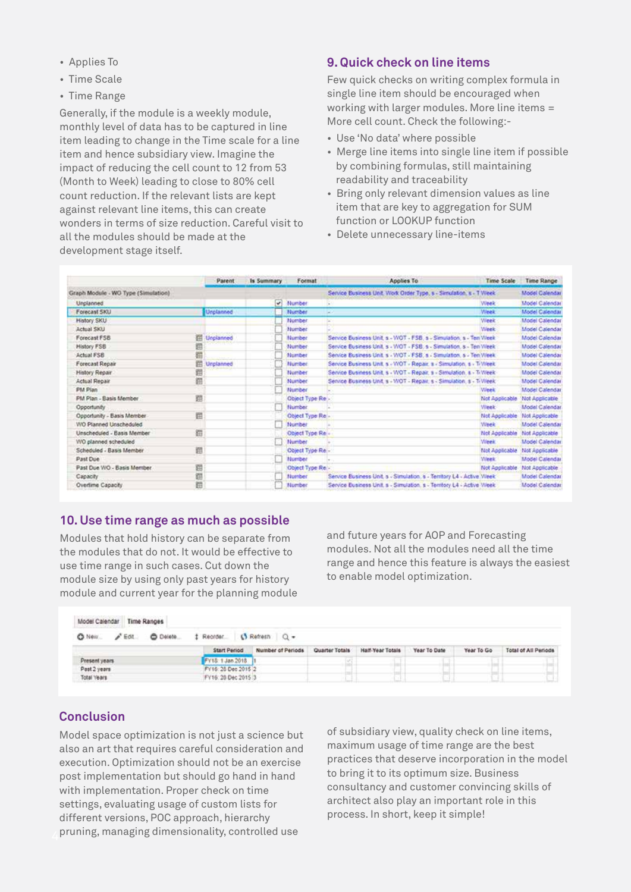- Applies To
- Time Scale
- Time Range

Generally, if the module is a weekly module, monthly level of data has to be captured in line item leading to change in the Time scale for a line item and hence subsidiary view. Imagine the impact of reducing the cell count to 12 from 53 (Month to Week) leading to close to 80% cell count reduction. If the relevant lists are kept against relevant line items, this can create wonders in terms of size reduction. Careful visit to all the modules should be made at the development stage itself.

## 9. Quick check on line items

Few quick checks on writing complex formula in single line item should be encouraged when working with larger modules. More line items = More cell count. Check the following:-

- Use 'No data' where possible
- Merge line items into single line item if possible by combining formulas, still maintaining readability and traceability
- Bring only relevant dimension values as line item that are key to aggregation for SUM function or LOOKUP function
- Delete unnecessary line-items

| | Parent | Is Summary | Format | Applies To | Time Scale | Time Range |
|---|---|---|---|---|---|---|
| Graph Module - WO Type (Simulation) | | | | Service Business Unit, Work Order Type, s - Simulation, s - T | Week | Model Calendar |
| Unplanned | | ✓ | Number | - | Week | Model Calendar |
| Forecast SKU | Unplanned | | Number | - | Week | Model Calendar |
| History SKU | | | Number | - | Week | Model Calendar |
| Actual SKU | | | Number | - | Week | Model Calendar |
| Forecast FSB | Unplanned | | Number | Service Business Unit, s - WOT - FSB, s - Simulation, s - Ten | Week | Model Calendar |
| History FSB | | | Number | Service Business Unit, s - WOT - FSB, s - Simulation, s - Ten | Week | Model Calendar |
| Actual FSB | | | Number | Service Business Unit, s - WOT - FSB, s - Simulation, s - Ten | Week | Model Calendar |
| Forecast Repair | Unplanned | | Number | Service Business Unit, s - WOT - Repair, s - Simulation, s - T | Week | Model Calendar |
| History Repair | | | Number | Service Business Unit, s - WOT - Repair, s - Simulation, s - T | Week | Model Calendar |
| Actual Repair | | | Number | Service Business Unit, s - WOT - Repair, s - Simulation, s - T | Week | Model Calendar |
| PM Plan | | | Number | - | Week | Model Calendar |
| PM Plan - Basis Member | | | Object Type Re | - | Not Applicable | Not Applicable |
| Opportunity | | | Number | - | Week | Model Calendar |
| Opportunity - Basis Member | | | Object Type Re | - | Not Applicable | Not Applicable |
| WO Planned Unscheduled | | | Number | - | Week | Model Calendar |
| Unscheduled - Basis Member | | | Object Type Re | - | Not Applicable | Not Applicable |
| WO planned scheduled | | | Number | - | Week | Model Calendar |
| Scheduled - Basis Member | | | Object Type Re | - | Not Applicable | Not Applicable |
| Past Due | | | Number | - | Week | Model Calendar |
| Past Due WO - Basis Member | | | Object Type Re | - | Not Applicable | Not Applicable |
| Capacity | | | Number | Service Business Unit, s - Simulation, s - Territory L4 - Active | Week | Model Calendar |
| Overtime Capacity | | | Number | Service Business Unit, s - Simulation, s - Territory L4 - Active | Week | Model Calendar |

## 10. Use time range as much as possible

Modules that hold history can be separate from the modules that do not. It would be effective to use time range in such cases. Cut down the module size by using only past years for history module and current year for the planning module and future years for AOP and Forecasting modules. Not all the modules need all the time range and hence this feature is always the easiest to enable model optimization.

Model Calendar | Time Ranges

New... | Edit... | Delete... | Reorder... | Refresh

| | Start Period | Number of Periods | Quarter Totals | Half-Year Totals | Year To Date | Year To Go | Total of All Periods |
|---|---|---|---|---|---|---|---|
| Present years | FY18: 1 Jan 2018 | 1 | ✓ | | | | |
| Past 2 years | FY16: 28 Dec 2015 | 2 | | | | | |
| Total Years | FY16: 28 Dec 2015 | 3 | | | | | |

## Conclusion

Model space optimization is not just a science but also an art that requires careful consideration and execution. Optimization should not be an exercise post implementation but should go hand in hand with implementation. Proper check on time settings, evaluating usage of custom lists for different versions, POC approach, hierarchy pruning, managing dimensionality, controlled use of subsidiary view, quality check on line items, maximum usage of time range are the best practices that deserve incorporation in the model to bring it to its optimum size. Business consultancy and customer convincing skills of architect also play an important role in this process. In short, keep it simple!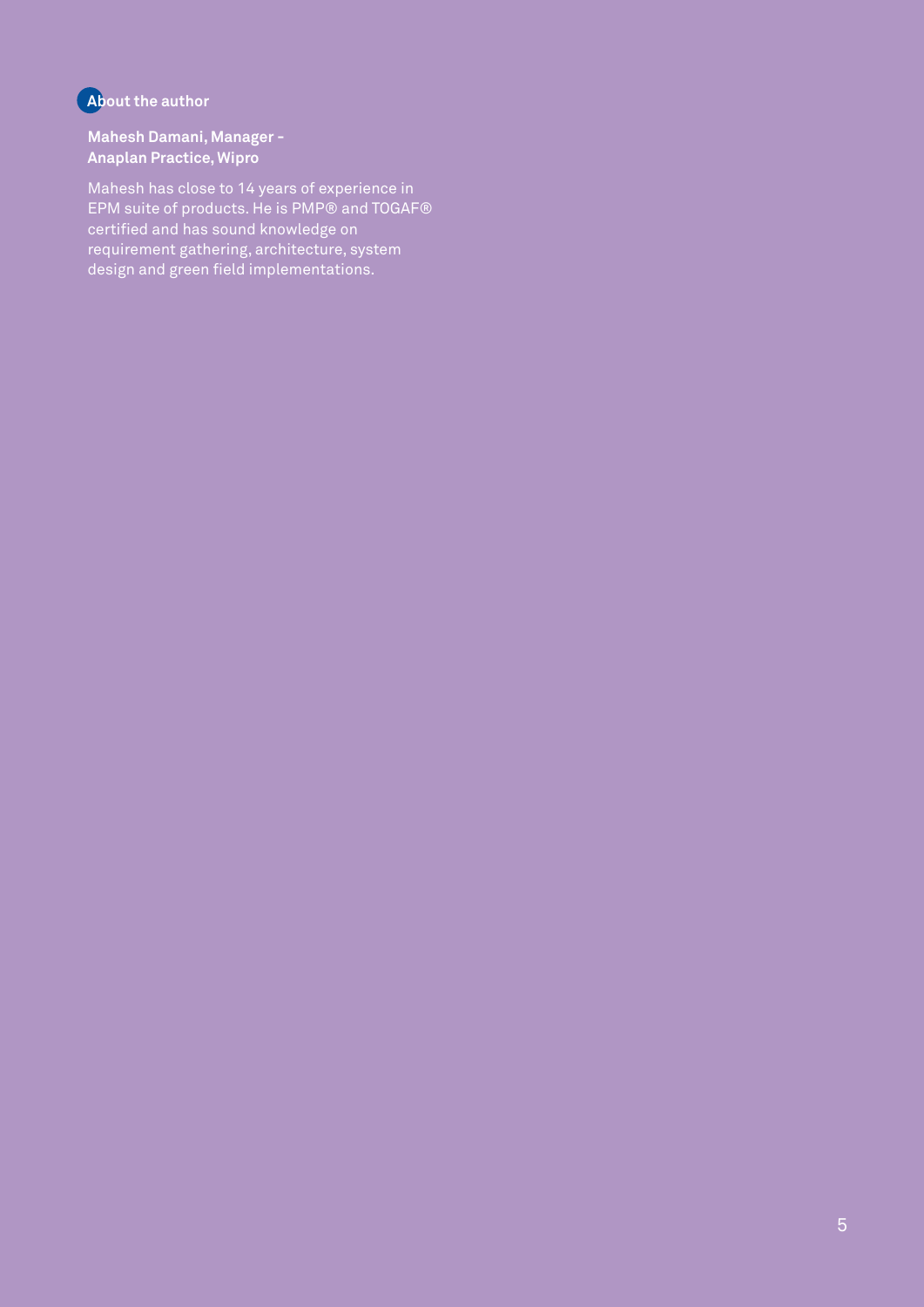## About the author

**Mahesh Damani, Manager - Anaplan Practice, Wipro**

Mahesh has close to 14 years of experience in EPM suite of products. He is PMP® and TOGAF® certified and has sound knowledge on requirement gathering, architecture, system design and green field implementations.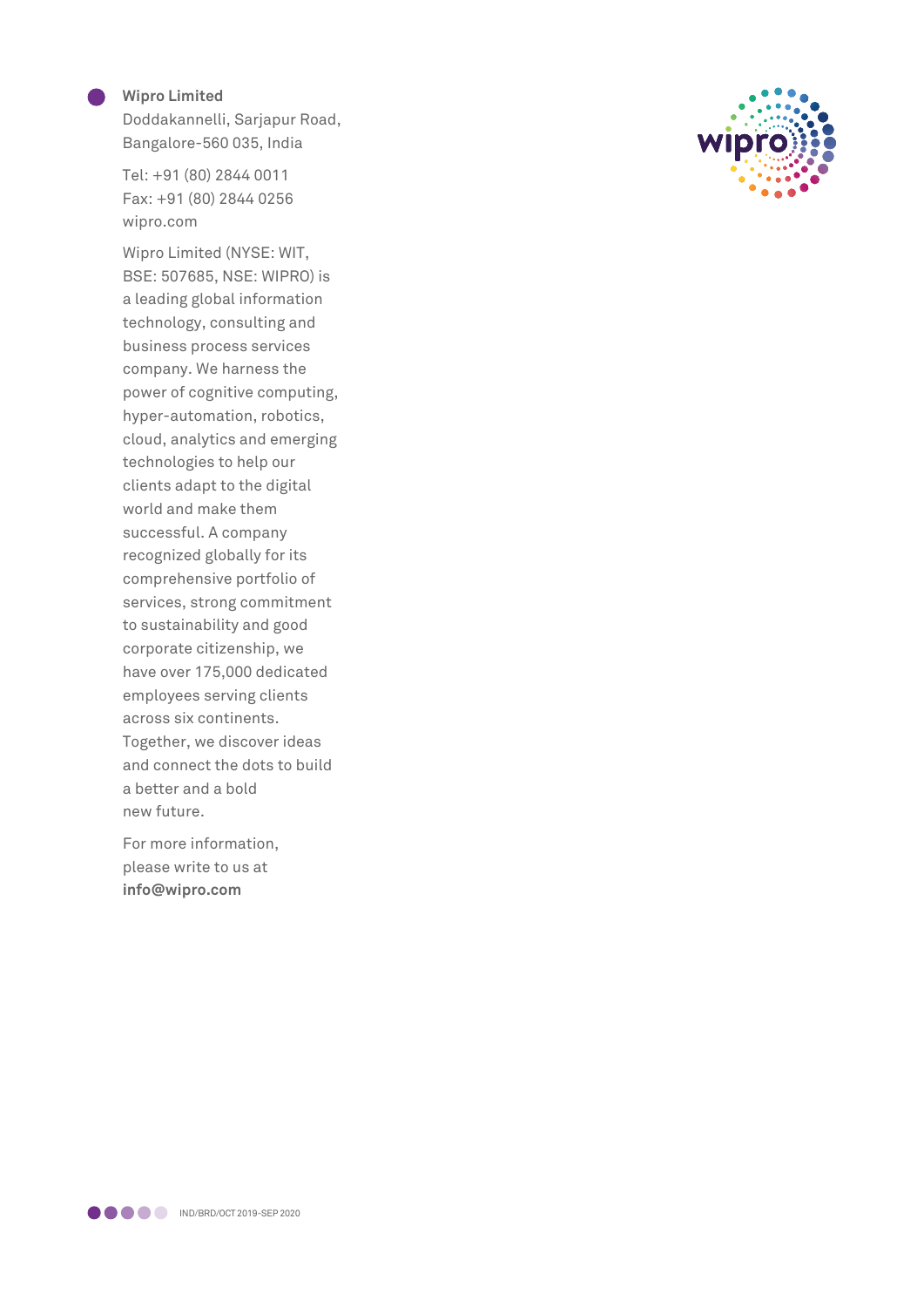**Wipro Limited**
Doddakannelli, Sarjapur Road,
Bangalore-560 035, India

Tel: +91 (80) 2844 0011
Fax: +91 (80) 2844 0256
wipro.com

Wipro Limited (NYSE: WIT, BSE: 507685, NSE: WIPRO) is a leading global information technology, consulting and business process services company. We harness the power of cognitive computing, hyper-automation, robotics, cloud, analytics and emerging technologies to help our clients adapt to the digital world and make them successful. A company recognized globally for its comprehensive portfolio of services, strong commitment to sustainability and good corporate citizenship, we have over 175,000 dedicated employees serving clients across six continents. Together, we discover ideas and connect the dots to build a better and a bold new future.

For more information, please write to us at **info@wipro.com**

IND/BRD/OCT 2019-SEP 2020